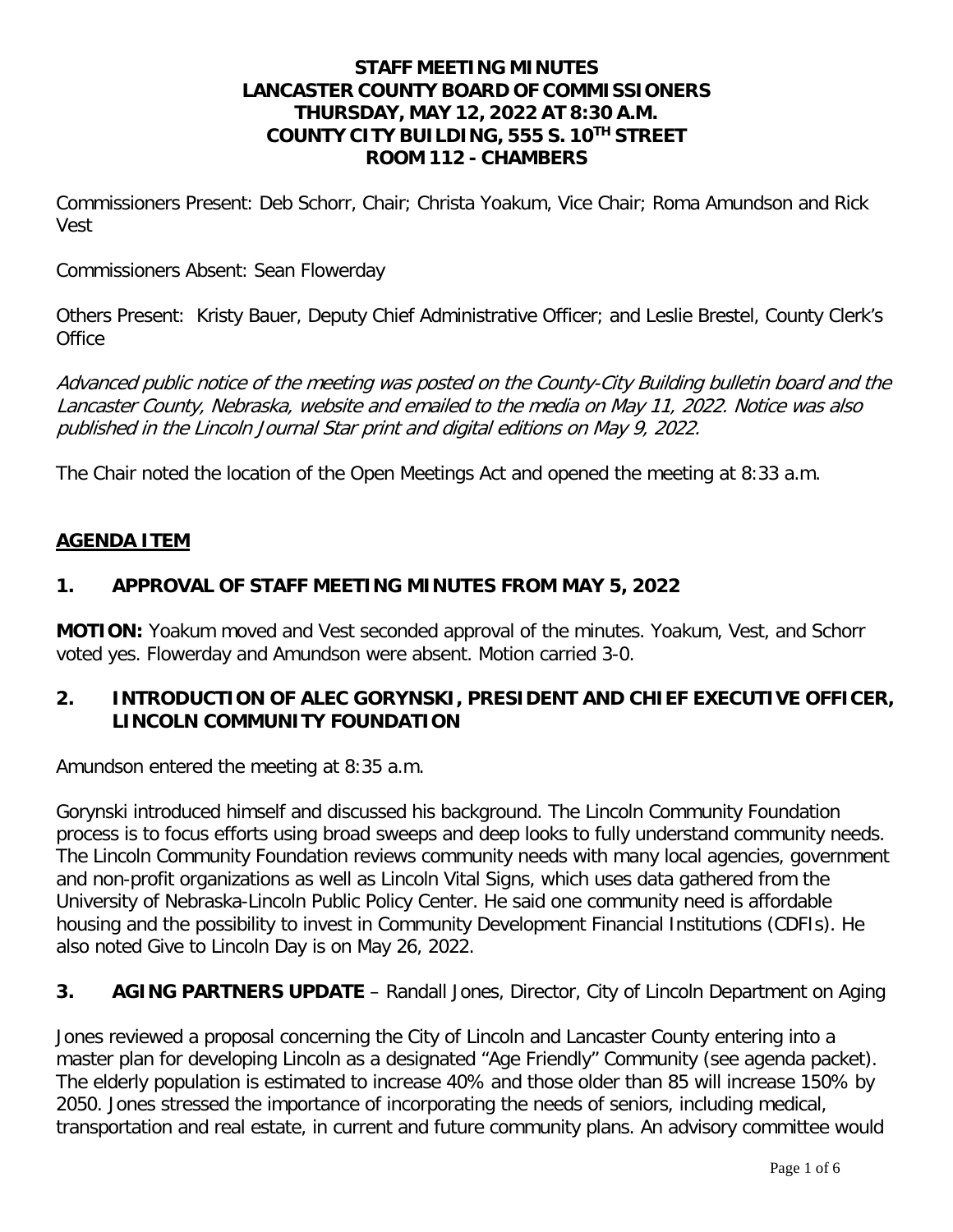# STAFF MEETING MINUTES
# LANCASTER COUNTY BOARD OF COMMISSIONERS
# THURSDAY, MAY 12, 2022 AT 8:30 A.M.
# COUNTY CITY BUILDING, 555 S. 10TH STREET
# ROOM 112 - CHAMBERS

Commissioners Present: Deb Schorr, Chair; Christa Yoakum, Vice Chair; Roma Amundson and Rick Vest

Commissioners Absent: Sean Flowerday

Others Present: Kristy Bauer, Deputy Chief Administrative Officer; and Leslie Brestel, County Clerk's Office

*Advanced public notice of the meeting was posted on the County-City Building bulletin board and the Lancaster County, Nebraska, website and emailed to the media on May 11, 2022. Notice was also published in the Lincoln Journal Star print and digital editions on May 9, 2022.*

The Chair noted the location of the Open Meetings Act and opened the meeting at 8:33 a.m.

## AGENDA ITEM

### 1. APPROVAL OF STAFF MEETING MINUTES FROM MAY 5, 2022

**MOTION:** Yoakum moved and Vest seconded approval of the minutes. Yoakum, Vest, and Schorr voted yes. Flowerday and Amundson were absent. Motion carried 3-0.

### 2. INTRODUCTION OF ALEC GORYNSKI, PRESIDENT AND CHIEF EXECUTIVE OFFICER, LINCOLN COMMUNITY FOUNDATION

Amundson entered the meeting at 8:35 a.m.

Gorynski introduced himself and discussed his background. The Lincoln Community Foundation process is to focus efforts using broad sweeps and deep looks to fully understand community needs. The Lincoln Community Foundation reviews community needs with many local agencies, government and non-profit organizations as well as Lincoln Vital Signs, which uses data gathered from the University of Nebraska-Lincoln Public Policy Center. He said one community need is affordable housing and the possibility to invest in Community Development Financial Institutions (CDFIs). He also noted Give to Lincoln Day is on May 26, 2022.

### 3. AGING PARTNERS UPDATE – Randall Jones, Director, City of Lincoln Department on Aging

Jones reviewed a proposal concerning the City of Lincoln and Lancaster County entering into a master plan for developing Lincoln as a designated "Age Friendly" Community (see agenda packet). The elderly population is estimated to increase 40% and those older than 85 will increase 150% by 2050. Jones stressed the importance of incorporating the needs of seniors, including medical, transportation and real estate, in current and future community plans. An advisory committee would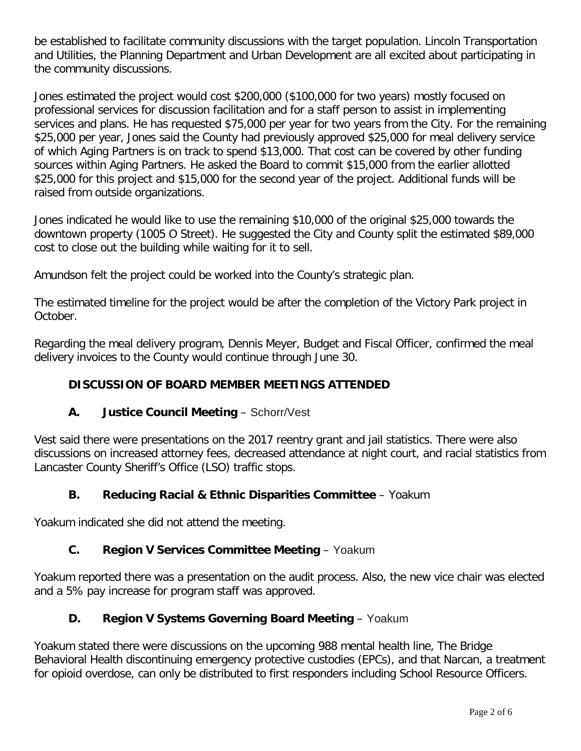be established to facilitate community discussions with the target population. Lincoln Transportation and Utilities, the Planning Department and Urban Development are all excited about participating in the community discussions.

Jones estimated the project would cost $200,000 ($100,000 for two years) mostly focused on professional services for discussion facilitation and for a staff person to assist in implementing services and plans. He has requested $75,000 per year for two years from the City. For the remaining $25,000 per year, Jones said the County had previously approved $25,000 for meal delivery service of which Aging Partners is on track to spend $13,000. That cost can be covered by other funding sources within Aging Partners. He asked the Board to commit $15,000 from the earlier allotted $25,000 for this project and $15,000 for the second year of the project. Additional funds will be raised from outside organizations.

Jones indicated he would like to use the remaining $10,000 of the original $25,000 towards the downtown property (1005 O Street). He suggested the City and County split the estimated $89,000 cost to close out the building while waiting for it to sell.

Amundson felt the project could be worked into the County's strategic plan.

The estimated timeline for the project would be after the completion of the Victory Park project in October.

Regarding the meal delivery program, Dennis Meyer, Budget and Fiscal Officer, confirmed the meal delivery invoices to the County would continue through June 30.

## DISCUSSION OF BOARD MEMBER MEETINGS ATTENDED

### A. Justice Council Meeting – Schorr/Vest

Vest said there were presentations on the 2017 reentry grant and jail statistics. There were also discussions on increased attorney fees, decreased attendance at night court, and racial statistics from Lancaster County Sheriff's Office (LSO) traffic stops.

### B. Reducing Racial & Ethnic Disparities Committee – Yoakum

Yoakum indicated she did not attend the meeting.

### C. Region V Services Committee Meeting – Yoakum

Yoakum reported there was a presentation on the audit process. Also, the new vice chair was elected and a 5% pay increase for program staff was approved.

### D. Region V Systems Governing Board Meeting – Yoakum

Yoakum stated there were discussions on the upcoming 988 mental health line, The Bridge Behavioral Health discontinuing emergency protective custodies (EPCs), and that Narcan, a treatment for opioid overdose, can only be distributed to first responders including School Resource Officers.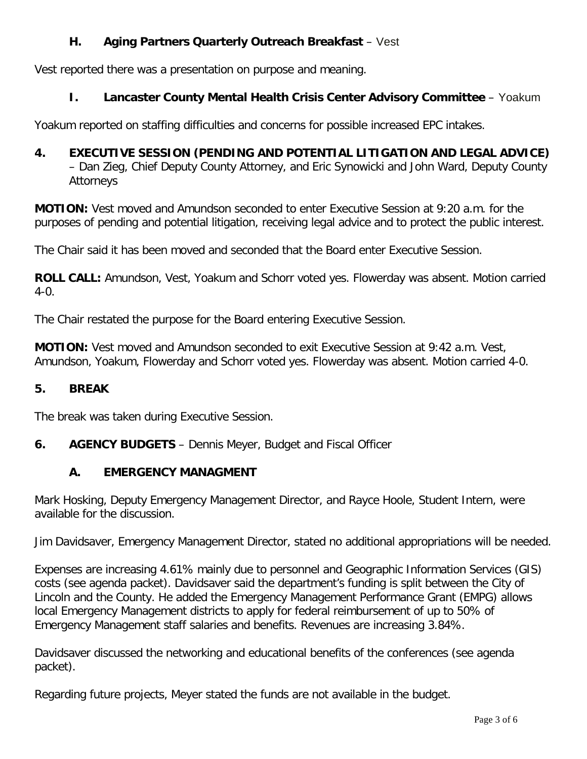### H. Aging Partners Quarterly Outreach Breakfast – Vest

Vest reported there was a presentation on purpose and meaning.

### I. Lancaster County Mental Health Crisis Center Advisory Committee – Yoakum

Yoakum reported on staffing difficulties and concerns for possible increased EPC intakes.

## 4. EXECUTIVE SESSION (PENDING AND POTENTIAL LITIGATION AND LEGAL ADVICE) – Dan Zieg, Chief Deputy County Attorney, and Eric Synowicki and John Ward, Deputy County Attorneys

**MOTION:** Vest moved and Amundson seconded to enter Executive Session at 9:20 a.m. for the purposes of pending and potential litigation, receiving legal advice and to protect the public interest.

The Chair said it has been moved and seconded that the Board enter Executive Session.

**ROLL CALL:** Amundson, Vest, Yoakum and Schorr voted yes. Flowerday was absent. Motion carried 4-0.

The Chair restated the purpose for the Board entering Executive Session.

**MOTION:** Vest moved and Amundson seconded to exit Executive Session at 9:42 a.m. Vest, Amundson, Yoakum, Flowerday and Schorr voted yes. Flowerday was absent. Motion carried 4-0.

## 5. BREAK

The break was taken during Executive Session.

## 6. AGENCY BUDGETS – Dennis Meyer, Budget and Fiscal Officer

### A. EMERGENCY MANAGMENT

Mark Hosking, Deputy Emergency Management Director, and Rayce Hoole, Student Intern, were available for the discussion.

Jim Davidsaver, Emergency Management Director, stated no additional appropriations will be needed.

Expenses are increasing 4.61% mainly due to personnel and Geographic Information Services (GIS) costs (see agenda packet). Davidsaver said the department's funding is split between the City of Lincoln and the County. He added the Emergency Management Performance Grant (EMPG) allows local Emergency Management districts to apply for federal reimbursement of up to 50% of Emergency Management staff salaries and benefits. Revenues are increasing 3.84%.

Davidsaver discussed the networking and educational benefits of the conferences (see agenda packet).

Regarding future projects, Meyer stated the funds are not available in the budget.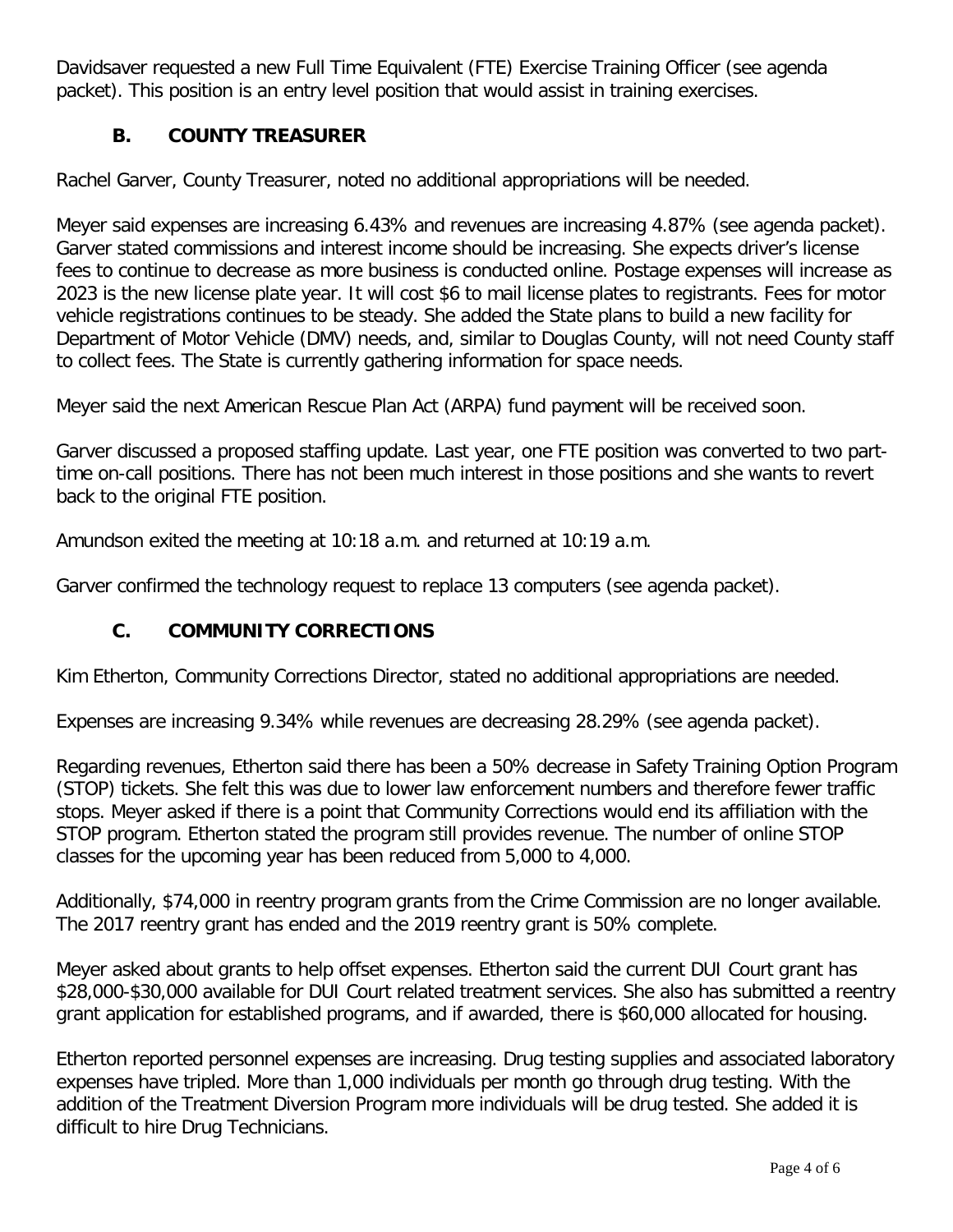Davidsaver requested a new Full Time Equivalent (FTE) Exercise Training Officer (see agenda packet). This position is an entry level position that would assist in training exercises.

### B. COUNTY TREASURER

Rachel Garver, County Treasurer, noted no additional appropriations will be needed.

Meyer said expenses are increasing 6.43% and revenues are increasing 4.87% (see agenda packet). Garver stated commissions and interest income should be increasing. She expects driver's license fees to continue to decrease as more business is conducted online. Postage expenses will increase as 2023 is the new license plate year. It will cost $6 to mail license plates to registrants. Fees for motor vehicle registrations continues to be steady. She added the State plans to build a new facility for Department of Motor Vehicle (DMV) needs, and, similar to Douglas County, will not need County staff to collect fees. The State is currently gathering information for space needs.

Meyer said the next American Rescue Plan Act (ARPA) fund payment will be received soon.

Garver discussed a proposed staffing update. Last year, one FTE position was converted to two part-time on-call positions. There has not been much interest in those positions and she wants to revert back to the original FTE position.

Amundson exited the meeting at 10:18 a.m. and returned at 10:19 a.m.

Garver confirmed the technology request to replace 13 computers (see agenda packet).

### C. COMMUNITY CORRECTIONS

Kim Etherton, Community Corrections Director, stated no additional appropriations are needed.

Expenses are increasing 9.34% while revenues are decreasing 28.29% (see agenda packet).

Regarding revenues, Etherton said there has been a 50% decrease in Safety Training Option Program (STOP) tickets. She felt this was due to lower law enforcement numbers and therefore fewer traffic stops. Meyer asked if there is a point that Community Corrections would end its affiliation with the STOP program. Etherton stated the program still provides revenue. The number of online STOP classes for the upcoming year has been reduced from 5,000 to 4,000.

Additionally, $74,000 in reentry program grants from the Crime Commission are no longer available. The 2017 reentry grant has ended and the 2019 reentry grant is 50% complete.

Meyer asked about grants to help offset expenses. Etherton said the current DUI Court grant has $28,000-$30,000 available for DUI Court related treatment services. She also has submitted a reentry grant application for established programs, and if awarded, there is $60,000 allocated for housing.

Etherton reported personnel expenses are increasing. Drug testing supplies and associated laboratory expenses have tripled. More than 1,000 individuals per month go through drug testing. With the addition of the Treatment Diversion Program more individuals will be drug tested. She added it is difficult to hire Drug Technicians.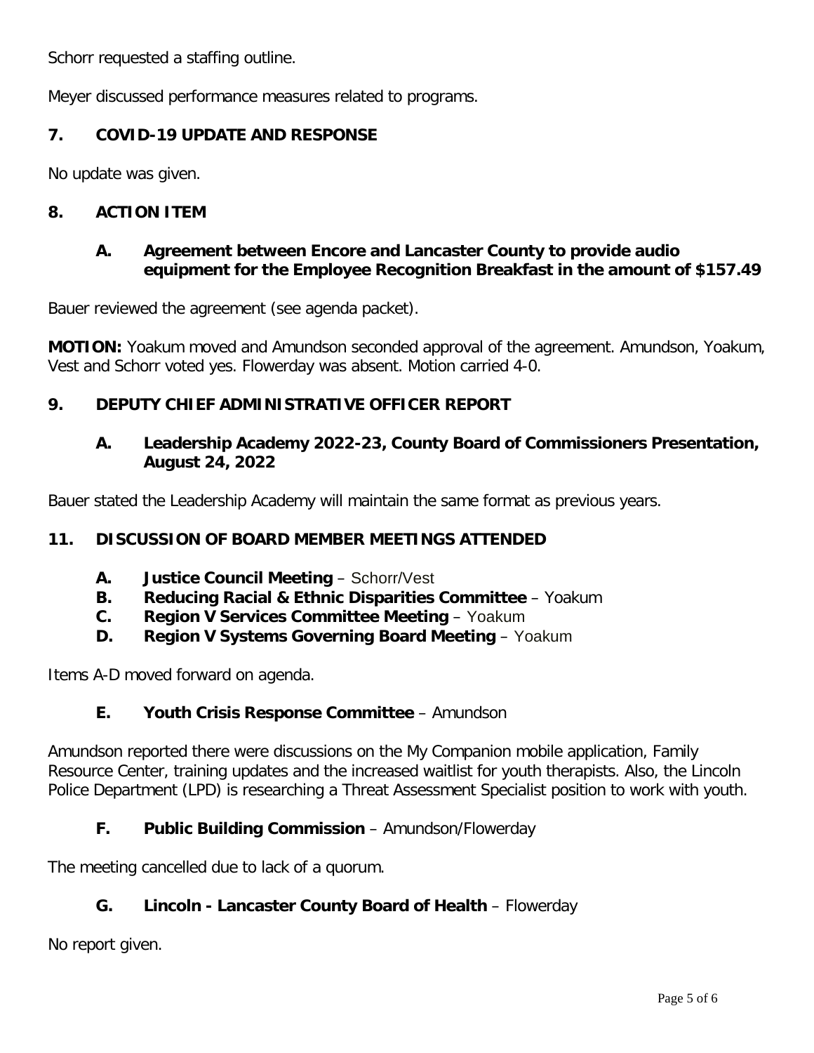Schorr requested a staffing outline.

Meyer discussed performance measures related to programs.

## 7. COVID-19 UPDATE AND RESPONSE

No update was given.

## 8. ACTION ITEM

### A. Agreement between Encore and Lancaster County to provide audio equipment for the Employee Recognition Breakfast in the amount of $157.49

Bauer reviewed the agreement (see agenda packet).

**MOTION:** Yoakum moved and Amundson seconded approval of the agreement. Amundson, Yoakum, Vest and Schorr voted yes. Flowerday was absent. Motion carried 4-0.

## 9. DEPUTY CHIEF ADMINISTRATIVE OFFICER REPORT

### A. Leadership Academy 2022-23, County Board of Commissioners Presentation, August 24, 2022

Bauer stated the Leadership Academy will maintain the same format as previous years.

## 11. DISCUSSION OF BOARD MEMBER MEETINGS ATTENDED

- **A. Justice Council Meeting** – Schorr/Vest
- **B. Reducing Racial & Ethnic Disparities Committee** – Yoakum
- **C. Region V Services Committee Meeting** – Yoakum
- **D. Region V Systems Governing Board Meeting** – Yoakum

Items A-D moved forward on agenda.

### E. Youth Crisis Response Committee – Amundson

Amundson reported there were discussions on the My Companion mobile application, Family Resource Center, training updates and the increased waitlist for youth therapists. Also, the Lincoln Police Department (LPD) is researching a Threat Assessment Specialist position to work with youth.

### F. Public Building Commission – Amundson/Flowerday

The meeting cancelled due to lack of a quorum.

### G. Lincoln - Lancaster County Board of Health – Flowerday

No report given.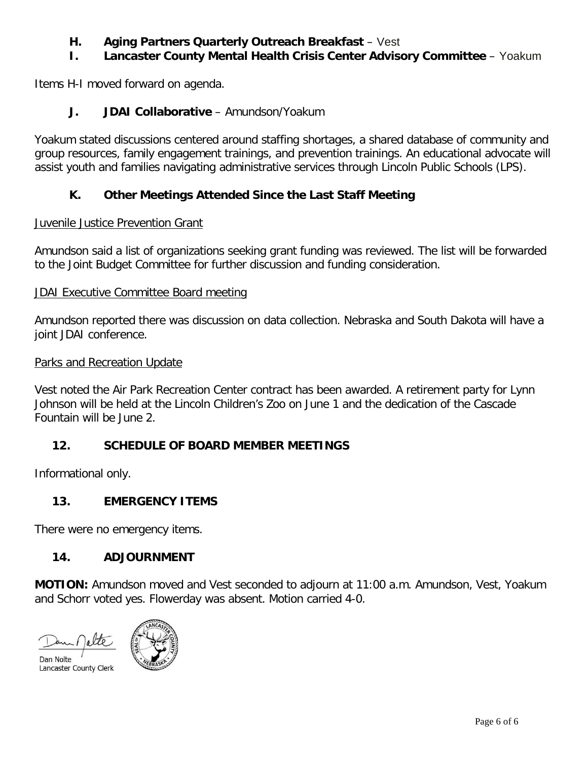**H. Aging Partners Quarterly Outreach Breakfast** – Vest

**I. Lancaster County Mental Health Crisis Center Advisory Committee** – Yoakum

Items H-I moved forward on agenda.

**J. JDAI Collaborative** – Amundson/Yoakum

Yoakum stated discussions centered around staffing shortages, a shared database of community and group resources, family engagement trainings, and prevention trainings. An educational advocate will assist youth and families navigating administrative services through Lincoln Public Schools (LPS).

**K. Other Meetings Attended Since the Last Staff Meeting**

Juvenile Justice Prevention Grant

Amundson said a list of organizations seeking grant funding was reviewed. The list will be forwarded to the Joint Budget Committee for further discussion and funding consideration.

JDAI Executive Committee Board meeting

Amundson reported there was discussion on data collection. Nebraska and South Dakota will have a joint JDAI conference.

Parks and Recreation Update

Vest noted the Air Park Recreation Center contract has been awarded. A retirement party for Lynn Johnson will be held at the Lincoln Children's Zoo on June 1 and the dedication of the Cascade Fountain will be June 2.

## 12. SCHEDULE OF BOARD MEMBER MEETINGS

Informational only.

## 13. EMERGENCY ITEMS

There were no emergency items.

## 14. ADJOURNMENT

**MOTION:** Amundson moved and Vest seconded to adjourn at 11:00 a.m. Amundson, Vest, Yoakum and Schorr voted yes. Flowerday was absent. Motion carried 4-0.

Dan Nolte
Lancaster County Clerk